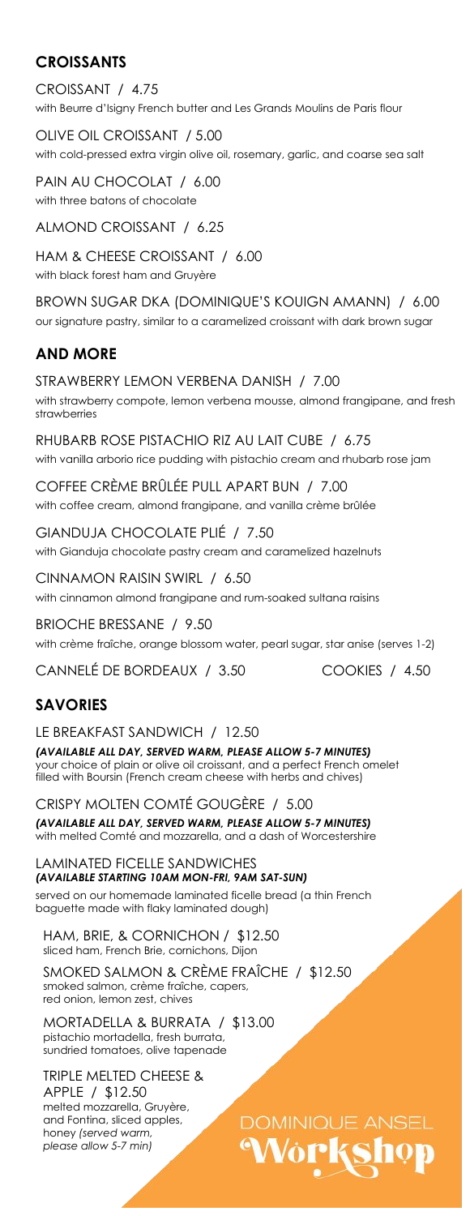## CROISSANTS

CROISSANT / 4.75
with Beurre d'Isigny French butter and Les Grands Moulins de Paris flour

OLIVE OIL CROISSANT / 5.00
with cold-pressed extra virgin olive oil, rosemary, garlic, and coarse sea salt

PAIN AU CHOCOLAT / 6.00
with three batons of chocolate

ALMOND CROISSANT / 6.25

HAM & CHEESE CROISSANT / 6.00
with black forest ham and Gruyère

BROWN SUGAR DKA (DOMINIQUE'S KOUIGN AMANN) / 6.00
our signature pastry, similar to a caramelized croissant with dark brown sugar

## AND MORE

STRAWBERRY LEMON VERBENA DANISH / 7.00
with strawberry compote, lemon verbena mousse, almond frangipane, and fresh strawberries

RHUBARB ROSE PISTACHIO RIZ AU LAIT CUBE / 6.75
with vanilla arborio rice pudding with pistachio cream and rhubarb rose jam

COFFEE CRÈME BRÛLÉE PULL APART BUN / 7.00
with coffee cream, almond frangipane, and vanilla crème brûlée

GIANDUJA CHOCOLATE PLIÉ / 7.50
with Gianduja chocolate pastry cream and caramelized hazelnuts

CINNAMON RAISIN SWIRL / 6.50
with cinnamon almond frangipane and rum-soaked sultana raisins

BRIOCHE BRESSANE / 9.50
with crème fraîche, orange blossom water, pearl sugar, star anise (serves 1-2)

CANNELÉ DE BORDEAUX / 3.50

COOKIES / 4.50

## SAVORIES

LE BREAKFAST SANDWICH / 12.50
***(AVAILABLE ALL DAY, SERVED WARM, PLEASE ALLOW 5-7 MINUTES)***
your choice of plain or olive oil croissant, and a perfect French omelet filled with Boursin (French cream cheese with herbs and chives)

CRISPY MOLTEN COMTÉ GOUGÈRE / 5.00
***(AVAILABLE ALL DAY, SERVED WARM, PLEASE ALLOW 5-7 MINUTES)***
with melted Comté and mozzarella, and a dash of Worcestershire

LAMINATED FICELLE SANDWICHES
***(AVAILABLE STARTING 10AM MON-FRI, 9AM SAT-SUN)***
served on our homemade laminated ficelle bread (a thin French baguette made with flaky laminated dough)

HAM, BRIE, & CORNICHON / $12.50
sliced ham, French Brie, cornichons, Dijon

SMOKED SALMON & CRÈME FRAÎCHE / $12.50
smoked salmon, crème fraîche, capers, red onion, lemon zest, chives

MORTADELLA & BURRATA / $13.00
pistachio mortadella, fresh burrata, sundried tomatoes, olive tapenade

TRIPLE MELTED CHEESE & APPLE / $12.50
melted mozzarella, Gruyère, and Fontina, sliced apples, honey *(served warm, please allow 5-7 min)*

DOMINIQUE ANSEL Workshop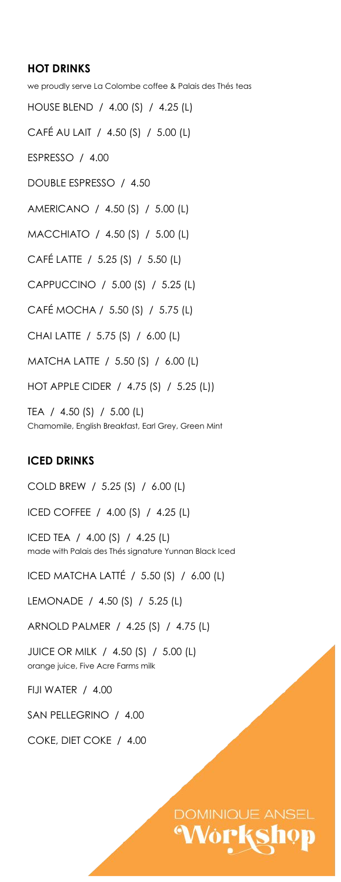## HOT DRINKS

we proudly serve La Colombe coffee & Palais des Thés teas

HOUSE BLEND / 4.00 (S) / 4.25 (L)

CAFÉ AU LAIT / 4.50 (S) / 5.00 (L)

ESPRESSO / 4.00

DOUBLE ESPRESSO / 4.50

AMERICANO / 4.50 (S) / 5.00 (L)

MACCHIATO / 4.50 (S) / 5.00 (L)

CAFÉ LATTE / 5.25 (S) / 5.50 (L)

CAPPUCCINO / 5.00 (S) / 5.25 (L)

CAFÉ MOCHA / 5.50 (S) / 5.75 (L)

CHAI LATTE / 5.75 (S) / 6.00 (L)

MATCHA LATTE / 5.50 (S) / 6.00 (L)

HOT APPLE CIDER / 4.75 (S) / 5.25 (L))

TEA / 4.50 (S) / 5.00 (L)
Chamomile, English Breakfast, Earl Grey, Green Mint

## ICED DRINKS

COLD BREW / 5.25 (S) / 6.00 (L)

ICED COFFEE / 4.00 (S) / 4.25 (L)

ICED TEA / 4.00 (S) / 4.25 (L)
made with Palais des Thés signature Yunnan Black Iced

ICED MATCHA LATTÉ / 5.50 (S) / 6.00 (L)

LEMONADE / 4.50 (S) / 5.25 (L)

ARNOLD PALMER / 4.25 (S) / 4.75 (L)

JUICE OR MILK / 4.50 (S) / 5.00 (L)
orange juice, Five Acre Farms milk

FIJI WATER / 4.00

SAN PELLEGRINO / 4.00

COKE, DIET COKE / 4.00

DOMINIQUE ANSEL
Workshop